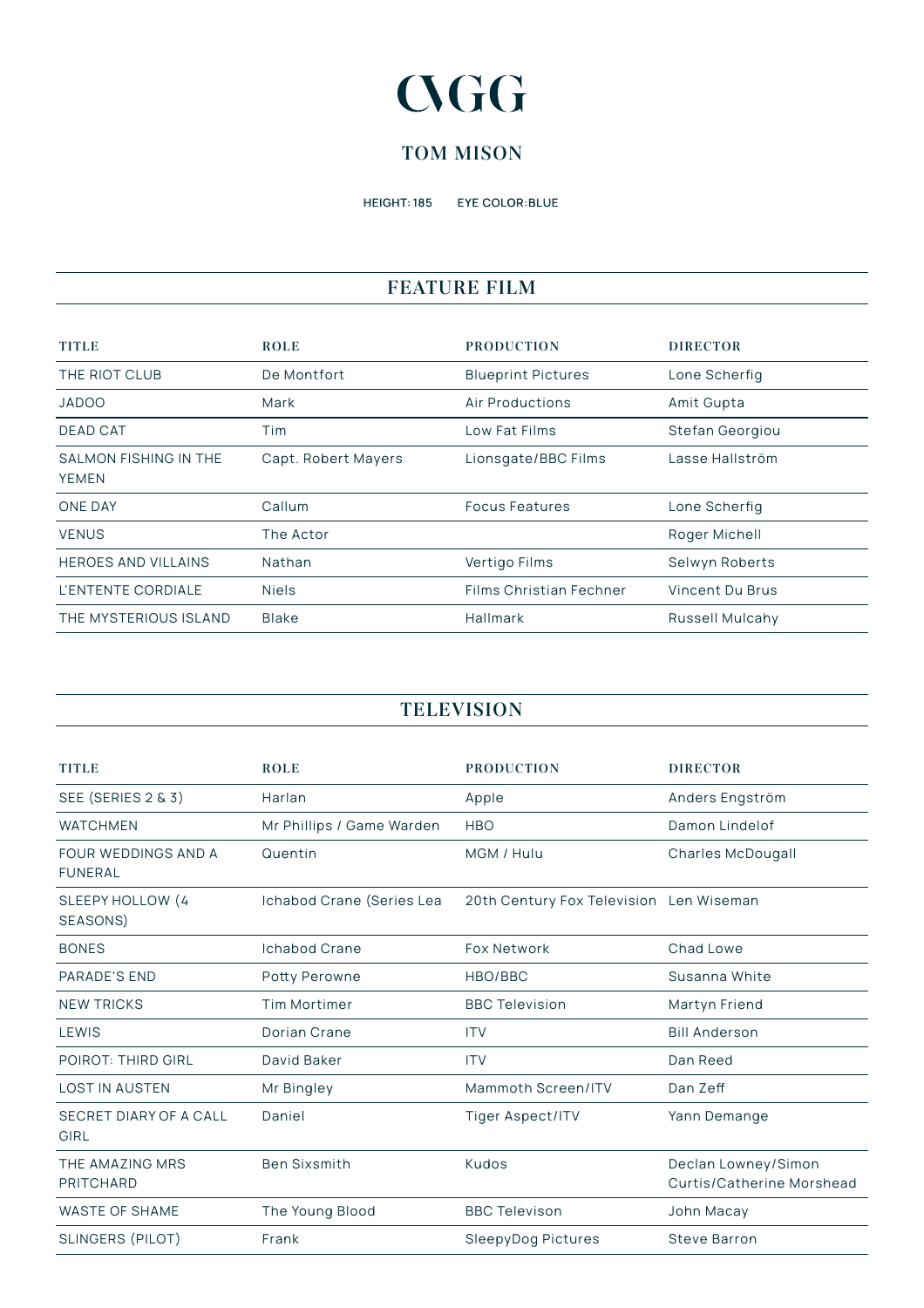# CVGG

## TOM MISON

**HEIGHT: 185** **EYE COLOR:BLUE**

## FEATURE FILM

| TITLE | ROLE | PRODUCTION | DIRECTOR |
|---|---|---|---|
| THE RIOT CLUB | De Montfort | Blueprint Pictures | Lone Scherfig |
| JADOO | Mark | Air Productions | Amit Gupta |
| DEAD CAT | Tim | Low Fat Films | Stefan Georgiou |
| SALMON FISHING IN THE YEMEN | Capt. Robert Mayers | Lionsgate/BBC Films | Lasse Hallström |
| ONE DAY | Callum | Focus Features | Lone Scherfig |
| VENUS | The Actor | | Roger Michell |
| HEROES AND VILLAINS | Nathan | Vertigo Films | Selwyn Roberts |
| L'ENTENTE CORDIALE | Niels | Films Christian Fechner | Vincent Du Brus |
| THE MYSTERIOUS ISLAND | Blake | Hallmark | Russell Mulcahy |

## TELEVISION

| TITLE | ROLE | PRODUCTION | DIRECTOR |
|---|---|---|---|
| SEE (SERIES 2 & 3) | Harlan | Apple | Anders Engström |
| WATCHMEN | Mr Phillips / Game Warden | HBO | Damon Lindelof |
| FOUR WEDDINGS AND A FUNERAL | Quentin | MGM / Hulu | Charles McDougall |
| SLEEPY HOLLOW (4 SEASONS) | Ichabod Crane (Series Lea | 20th Century Fox Television | Len Wiseman |
| BONES | Ichabod Crane | Fox Network | Chad Lowe |
| PARADE'S END | Potty Perowne | HBO/BBC | Susanna White |
| NEW TRICKS | Tim Mortimer | BBC Television | Martyn Friend |
| LEWIS | Dorian Crane | ITV | Bill Anderson |
| POIROT: THIRD GIRL | David Baker | ITV | Dan Reed |
| LOST IN AUSTEN | Mr Bingley | Mammoth Screen/ITV | Dan Zeff |
| SECRET DIARY OF A CALL GIRL | Daniel | Tiger Aspect/ITV | Yann Demange |
| THE AMAZING MRS PRITCHARD | Ben Sixsmith | Kudos | Declan Lowney/Simon Curtis/Catherine Morshead |
| WASTE OF SHAME | The Young Blood | BBC Televison | John Macay |
| SLINGERS (PILOT) | Frank | SleepyDog Pictures | Steve Barron |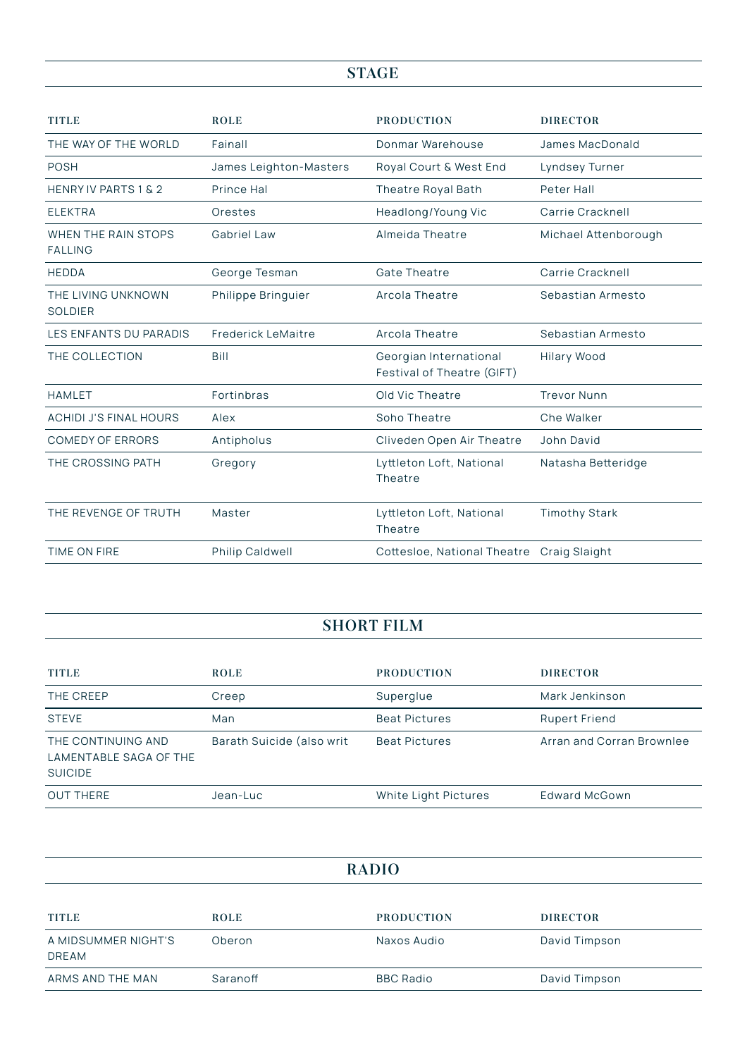## STAGE

| TITLE | ROLE | PRODUCTION | DIRECTOR |
| --- | --- | --- | --- |
| THE WAY OF THE WORLD | Fainall | Donmar Warehouse | James MacDonald |
| POSH | James Leighton-Masters | Royal Court & West End | Lyndsey Turner |
| HENRY IV PARTS 1 & 2 | Prince Hal | Theatre Royal Bath | Peter Hall |
| ELEKTRA | Orestes | Headlong/Young Vic | Carrie Cracknell |
| WHEN THE RAIN STOPS FALLING | Gabriel Law | Almeida Theatre | Michael Attenborough |
| HEDDA | George Tesman | Gate Theatre | Carrie Cracknell |
| THE LIVING UNKNOWN SOLDIER | Philippe Bringuier | Arcola Theatre | Sebastian Armesto |
| LES ENFANTS DU PARADIS | Frederick LeMaitre | Arcola Theatre | Sebastian Armesto |
| THE COLLECTION | Bill | Georgian International Festival of Theatre (GIFT) | Hilary Wood |
| HAMLET | Fortinbras | Old Vic Theatre | Trevor Nunn |
| ACHIDI J'S FINAL HOURS | Alex | Soho Theatre | Che Walker |
| COMEDY OF ERRORS | Antipholus | Cliveden Open Air Theatre | John David |
| THE CROSSING PATH | Gregory | Lyttleton Loft, National Theatre | Natasha Betteridge |
| THE REVENGE OF TRUTH | Master | Lyttleton Loft, National Theatre | Timothy Stark |
| TIME ON FIRE | Philip Caldwell | Cottesloe, National Theatre | Craig Slaight |

## SHORT FILM

| TITLE | ROLE | PRODUCTION | DIRECTOR |
| --- | --- | --- | --- |
| THE CREEP | Creep | Superglue | Mark Jenkinson |
| STEVE | Man | Beat Pictures | Rupert Friend |
| THE CONTINUING AND LAMENTABLE SAGA OF THE SUICIDE | Barath Suicide (also writ | Beat Pictures | Arran and Corran Brownlee |
| OUT THERE | Jean-Luc | White Light Pictures | Edward McGown |

## RADIO

| TITLE | ROLE | PRODUCTION | DIRECTOR |
| --- | --- | --- | --- |
| A MIDSUMMER NIGHT'S DREAM | Oberon | Naxos Audio | David Timpson |
| ARMS AND THE MAN | Saranoff | BBC Radio | David Timpson |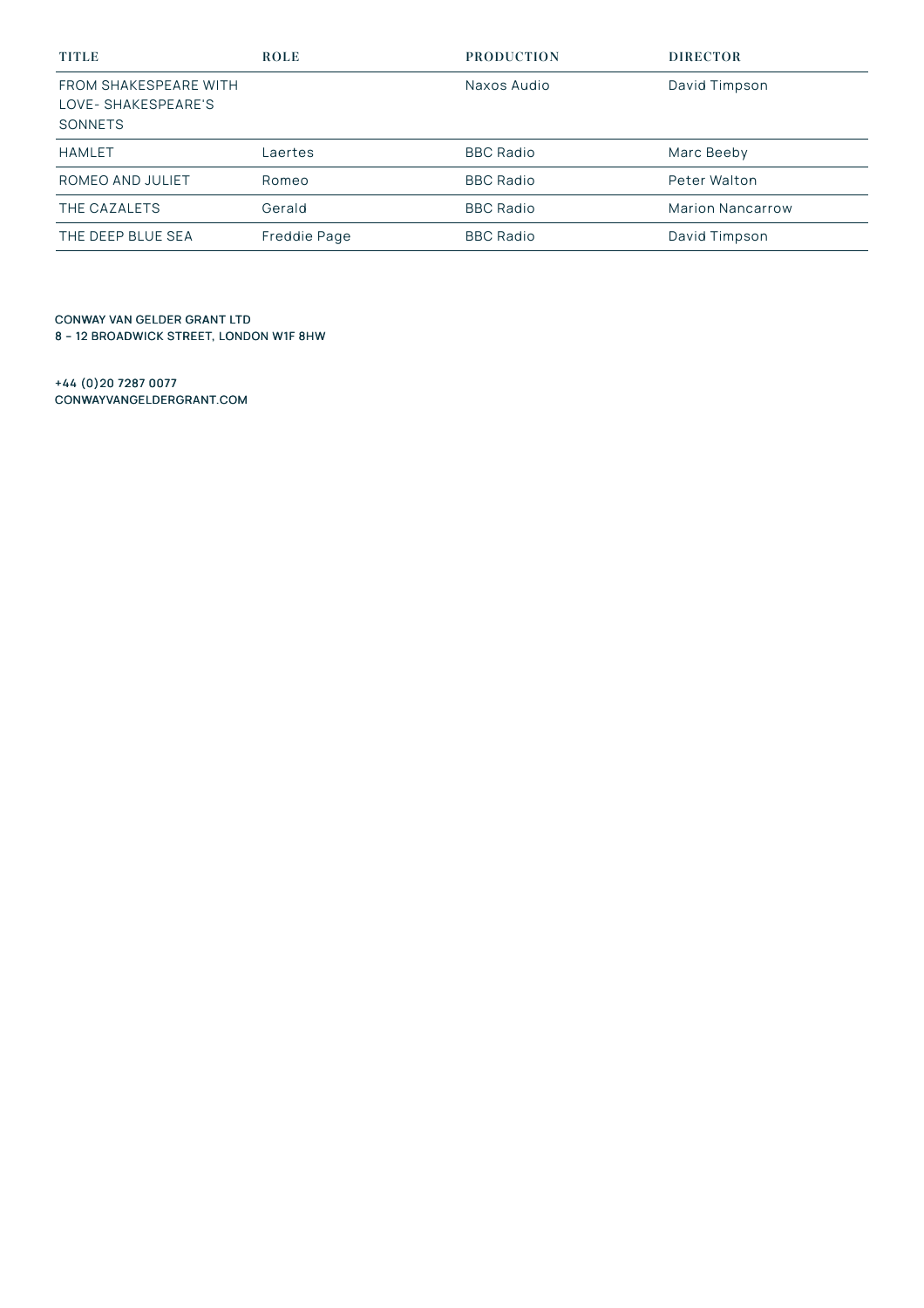| TITLE | ROLE | PRODUCTION | DIRECTOR |
|---|---|---|---|
| FROM SHAKESPEARE WITH LOVE- SHAKESPEARE'S SONNETS | | Naxos Audio | David Timpson |
| HAMLET | Laertes | BBC Radio | Marc Beeby |
| ROMEO AND JULIET | Romeo | BBC Radio | Peter Walton |
| THE CAZALETS | Gerald | BBC Radio | Marion Nancarrow |
| THE DEEP BLUE SEA | Freddie Page | BBC Radio | David Timpson |

**CONWAY VAN GELDER GRANT LTD**
**8 – 12 BROADWICK STREET, LONDON W1F 8HW**

**+44 (0)20 7287 0077**
**CONWAYVANGELDERGRANT.COM**